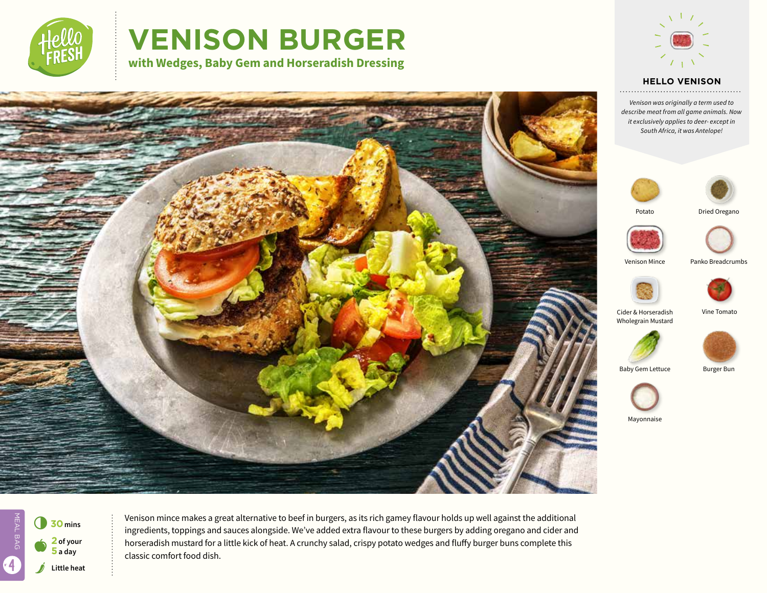# VENISON BURGER

## with Wedges, Baby Gem and Horseradish Dressing

### HELLO VENISON

*Venison was originally a term used to describe meat from all game animals. Now it exclusively applies to deer- except in South Africa, it was Antelope!*

- Potato
- Dried Oregano
- Venison Mince
- Panko Breadcrumbs
- Cider & Horseradish Wholegrain Mustard
- Vine Tomato
- Baby Gem Lettuce
- Burger Bun
- Mayonnaise

**30** mins

**2** of your **5** a day

Little heat

MEAL BAG 4

Venison mince makes a great alternative to beef in burgers, as its rich gamey flavour holds up well against the additional ingredients, toppings and sauces alongside. We've added extra flavour to these burgers by adding oregano and cider and horseradish mustard for a little kick of heat. A crunchy salad, crispy potato wedges and fluffy burger buns complete this classic comfort food dish.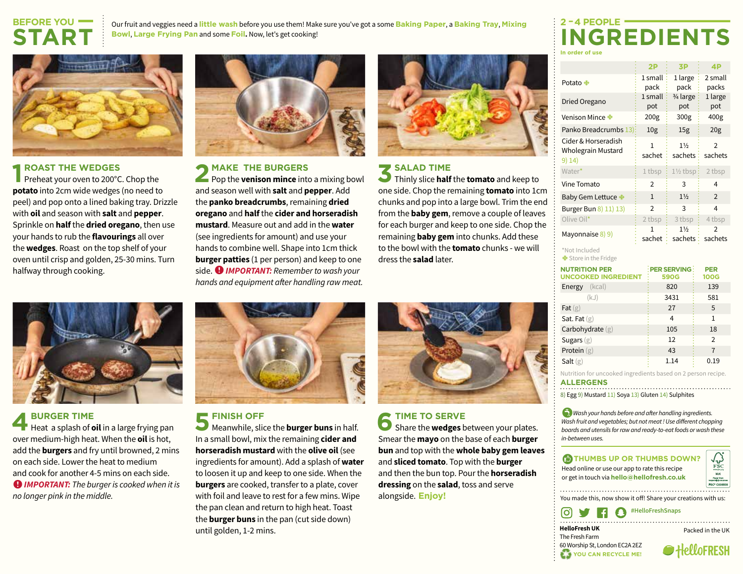# BEFORE YOU START

Our fruit and veggies need a **little wash** before you use them! Make sure you've got a some **Baking Paper**, a **Baking Tray**, **Mixing Bowl**, **Large Frying Pan** and some **Foil**. Now, let's get cooking!

## 1 ROAST THE WEDGES

Preheat your oven to 200°C. Chop the **potato** into 2cm wide wedges (no need to peel) and pop onto a lined baking tray. Drizzle with **oil** and season with **salt** and **pepper**. Sprinkle on **half** the **dried oregano**, then use your hands to rub the **flavourings** all over the **wedges**. Roast on the top shelf of your oven until crisp and golden, 25-30 mins. Turn halfway through cooking.

## 2 MAKE THE BURGERS

Pop the **venison mince** into a mixing bowl and season well with **salt** and **pepper**. Add the **panko breadcrumbs**, remaining **dried oregano** and **half** the **cider and horseradish mustard**. Measure out and add in the **water** (see ingredients for amount) and use your hands to combine well. Shape into 1cm thick **burger patties** (1 per person) and keep to one side. ***IMPORTANT:*** *Remember to wash your hands and equipment after handling raw meat.*

## 3 SALAD TIME

Thinly slice **half** the **tomato** and keep to one side. Chop the remaining **tomato** into 1cm chunks and pop into a large bowl. Trim the end from the **baby gem**, remove a couple of leaves for each burger and keep to one side. Chop the remaining **baby gem** into chunks. Add these to the bowl with the **tomato** chunks - we will dress the **salad** later.

## 4 BURGER TIME

Heat a splash of **oil** in a large frying pan over medium-high heat. When the **oil** is hot, add the **burgers** and fry until browned, 2 mins on each side. Lower the heat to medium and cook for another 4-5 mins on each side. ***IMPORTANT:*** *The burger is cooked when it is no longer pink in the middle.*

## 5 FINISH OFF

Meanwhile, slice the **burger buns** in half. In a small bowl, mix the remaining **cider and horseradish mustard** with the **olive oil** (see ingredients for amount). Add a splash of **water** to loosen it up and keep to one side. When the **burgers** are cooked, transfer to a plate, cover with foil and leave to rest for a few mins. Wipe the pan clean and return to high heat. Toast the **burger buns** in the pan (cut side down) until golden, 1-2 mins.

## 6 TIME TO SERVE

Share the **wedges** between your plates. Smear the **mayo** on the base of each **burger bun** and top with the **whole baby gem leaves** and **sliced tomato**. Top with the **burger** and then the bun top. Pour the **horseradish dressing** on the **salad**, toss and serve alongside. **Enjoy!**

# 2 - 4 PEOPLE INGREDIENTS

In order of use

| | 2P | 3P | 4P |
|---|---|---|---|
| Potato ❄ | 1 small pack | 1 large pack | 2 small packs |
| Dried Oregano | 1 small pot | ¾ large pot | 1 large pot |
| Venison Mince ❄ | 200g | 300g | 400g |
| Panko Breadcrumbs 13) | 10g | 15g | 20g |
| Cider & Horseradish Wholegrain Mustard 9) 14) | 1 sachet | 1½ sachets | 2 sachets |
| Water* | 1 tbsp | 1½ tbsp | 2 tbsp |
| Vine Tomato | 2 | 3 | 4 |
| Baby Gem Lettuce ❄ | 1 | 1½ | 2 |
| Burger Bun 8) 11) 13) | 2 | 3 | 4 |
| Olive Oil* | 2 tbsp | 3 tbsp | 4 tbsp |
| Mayonnaise 8) 9) | 1 sachet | 1½ sachets | 2 sachets |

*Not Included
❄ Store in the Fridge

| NUTRITION PER UNCOOKED INGREDIENT | PER SERVING 590G | PER 100G |
|---|---|---|
| Energy (kcal) | 820 | 139 |
| (kJ) | 3431 | 581 |
| Fat (g) | 27 | 5 |
| Sat. Fat (g) | 4 | 1 |
| Carbohydrate (g) | 105 | 18 |
| Sugars (g) | 12 | 2 |
| Protein (g) | 43 | 7 |
| Salt (g) | 1.14 | 0.19 |

Nutrition for uncooked ingredients based on 2 person recipe.

## ALLERGENS

8) Egg 9) Mustard 11) Soya 13) Gluten 14) Sulphites

*Wash your hands before and after handling ingredients. Wash fruit and vegetables; but not meat ! Use different chopping boards and utensils for raw and ready-to-eat foods or wash these in-between uses.*

## THUMBS UP OR THUMBS DOWN?

Head online or use our app to rate this recipe or get in touch via **hello@hellofresh.co.uk**

You made this, now show it off! Share your creations with us:

#HelloFreshSnaps

**HelloFresh UK**
The Fresh Farm
60 Worship St, London EC2A 2EZ

Packed in the UK

YOU CAN RECYCLE ME!

HelloFRESH